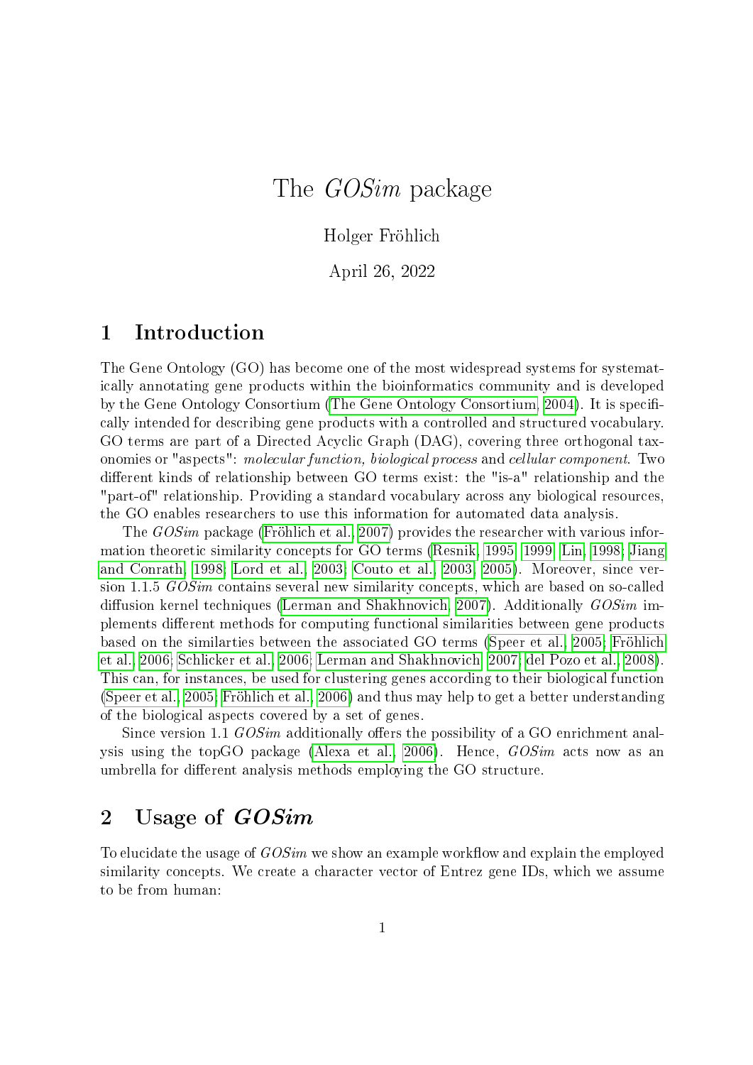# The *GOSim* package

Holger Fröhlich

April 26, 2022

## 1 Introduction

The Gene Ontology (GO) has become one of the most widespread systems for systematically annotating gene products within the bioinformatics community and is developed by the Gene Ontology Consortium (The Gene Ontology Consortium, 2004). It is specifically intended for describing gene products with a controlled and structured vocabulary. GO terms are part of a Directed Acyclic Graph (DAG), covering three orthogonal taxonomies or "aspects": *molecular function, biological process* and *cellular component*. Two different kinds of relationship between GO terms exist: the "is-a" relationship and the "part-of" relationship. Providing a standard vocabulary across any biological resources, the GO enables researchers to use this information for automated data analysis.

The *GOSim* package (Fröhlich et al., 2007) provides the researcher with various information theoretic similarity concepts for GO terms (Resnik, 1995, 1999; Lin, 1998; Jiang and Conrath, 1998; Lord et al., 2003; Couto et al., 2003, 2005). Moreover, since version 1.1.5 *GOSim* contains several new similarity concepts, which are based on so-called diffusion kernel techniques (Lerman and Shakhnovich, 2007). Additionally *GOSim* implements different methods for computing functional similarities between gene products based on the similarties between the associated GO terms (Speer et al., 2005; Fröhlich et al., 2006; Schlicker et al., 2006; Lerman and Shakhnovich, 2007; del Pozo et al., 2008). This can, for instances, be used for clustering genes according to their biological function (Speer et al., 2005; Fröhlich et al., 2006) and thus may help to get a better understanding of the biological aspects covered by a set of genes.

Since version 1.1 *GOSim* additionally offers the possibility of a GO enrichment analysis using the topGO package (Alexa et al., 2006). Hence, *GOSim* acts now as an umbrella for different analysis methods employing the GO structure.

## 2 Usage of *GOSim*

To elucidate the usage of *GOSim* we show an example workflow and explain the employed similarity concepts. We create a character vector of Entrez gene IDs, which we assume to be from human: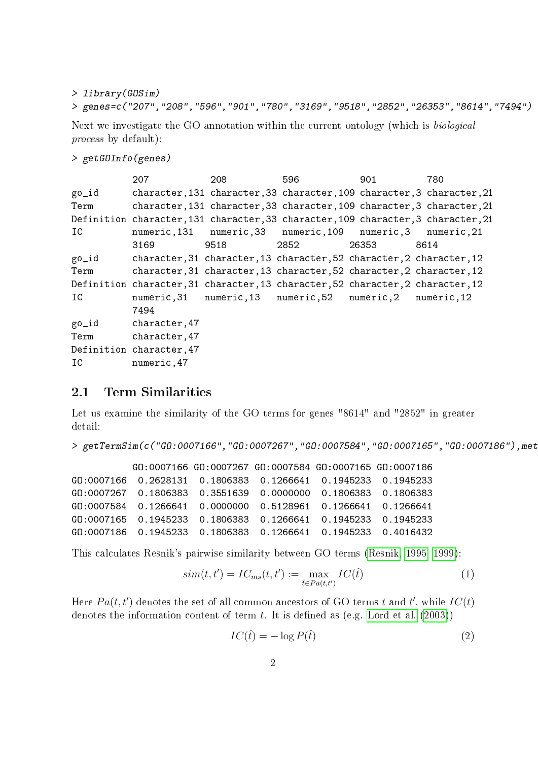```
> library(GOSim)
> genes=c("207","208","596","901","780","3169","9518","2852","26353","8614","7494")
```

Next we investigate the GO annotation within the current ontology (which is *biological process* by default):

```
> getGOInfo(genes)
```

```
           207           208          596           901         780
go_id      character,131 character,33 character,109 character,3 character,21
Term       character,131 character,33 character,109 character,3 character,21
Definition character,131 character,33 character,109 character,3 character,21
IC         numeric,131   numeric,33   numeric,109   numeric,3   numeric,21
           3169         9518         2852         26353       8614
go_id      character,31 character,13 character,52 character,2 character,12
Term       character,31 character,13 character,52 character,2 character,12
Definition character,31 character,13 character,52 character,2 character,12
IC         numeric,31   numeric,13   numeric,52   numeric,2   numeric,12
           7494
go_id      character,47
Term       character,47
Definition character,47
IC         numeric,47
```

## 2.1 Term Similarities

Let us examine the similarity of the GO terms for genes "8614" and "2852" in greater detail:

```
> getTermSim(c("GO:0007166","GO:0007267","GO:0007584","GO:0007165","GO:0007186"),met
```

```
           GO:0007166 GO:0007267 GO:0007584 GO:0007165 GO:0007186
GO:0007166  0.2628131  0.1806383  0.1266641  0.1945233  0.1945233
GO:0007267  0.1806383  0.3551639  0.0000000  0.1806383  0.1806383
GO:0007584  0.1266641  0.0000000  0.5128961  0.1266641  0.1266641
GO:0007165  0.1945233  0.1806383  0.1266641  0.1945233  0.1945233
GO:0007186  0.1945233  0.1806383  0.1266641  0.1945233  0.4016432
```

This calculates Resnik's pairwise similarity between GO terms (Resnik, 1995, 1999):

$$sim(t,t') = IC_{ms}(t,t') := \max_{\hat{t} \in Pa(t,t')} IC(\hat{t}) \tag{1}$$

Here $Pa(t,t')$ denotes the set of all common ancestors of GO terms $t$ and $t'$, while $IC(t)$ denotes the information content of term $t$. It is defined as (e.g. Lord et al. (2003))

$$IC(\hat{t}) = -\log P(\hat{t}) \tag{2}$$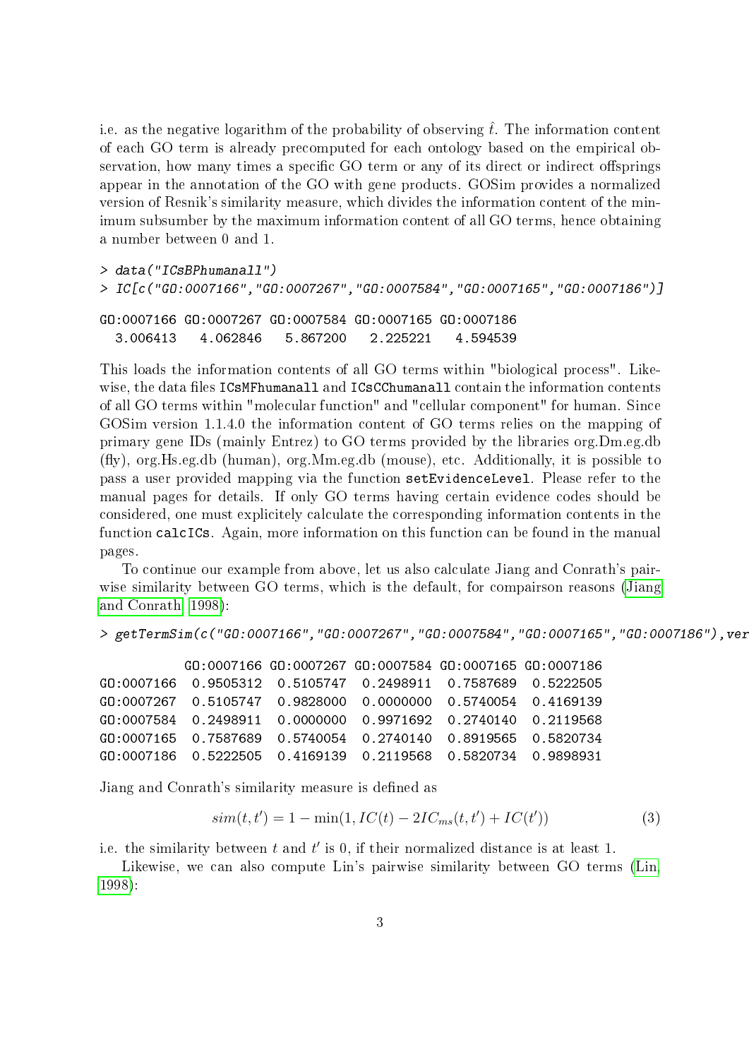i.e. as the negative logarithm of the probability of observing $\hat{t}$. The information content of each GO term is already precomputed for each ontology based on the empirical observation, how many times a specific GO term or any of its direct or indirect offsprings appear in the annotation of the GO with gene products. GOSim provides a normalized version of Resnik's similarity measure, which divides the information content of the minimum subsumber by the maximum information content of all GO terms, hence obtaining a number between 0 and 1.

```
> data("ICsBPhumanall")
> IC[c("GO:0007166","GO:0007267","GO:0007584","GO:0007165","GO:0007186")]

GO:0007166 GO:0007267 GO:0007584 GO:0007165 GO:0007186
  3.006413   4.062846   5.867200   2.225221   4.594539
```

This loads the information contents of all GO terms within "biological process". Likewise, the data files `ICsMFhumanall` and `ICsCChumanall` contain the information contents of all GO terms within "molecular function" and "cellular component" for human. Since GOSim version 1.1.4.0 the information content of GO terms relies on the mapping of primary gene IDs (mainly Entrez) to GO terms provided by the libraries org.Dm.eg.db (fly), org.Hs.eg.db (human), org.Mm.eg.db (mouse), etc. Additionally, it is possible to pass a user provided mapping via the function `setEvidenceLevel`. Please refer to the manual pages for details. If only GO terms having certain evidence codes should be considered, one must explicitely calculate the corresponding information contents in the function `calcICs`. Again, more information on this function can be found in the manual pages.

To continue our example from above, let us also calculate Jiang and Conrath's pairwise similarity between GO terms, which is the default, for compairson reasons (Jiang and Conrath, 1998):

```
> getTermSim(c("GO:0007166","GO:0007267","GO:0007584","GO:0007165","GO:0007186"),ver

           GO:0007166 GO:0007267 GO:0007584 GO:0007165 GO:0007186
GO:0007166  0.9505312  0.5105747  0.2498911  0.7587689  0.5222505
GO:0007267  0.5105747  0.9828000  0.0000000  0.5740054  0.4169139
GO:0007584  0.2498911  0.0000000  0.9971692  0.2740140  0.2119568
GO:0007165  0.7587689  0.5740054  0.2740140  0.8919565  0.5820734
GO:0007186  0.5222505  0.4169139  0.2119568  0.5820734  0.9898931
```

Jiang and Conrath's similarity measure is defined as

$$sim(t, t') = 1 - \min(1, IC(t) - 2IC_{ms}(t, t') + IC(t')) \tag{3}$$

i.e. the similarity between $t$ and $t'$ is 0, if their normalized distance is at least 1.

Likewise, we can also compute Lin's pairwise similarity between GO terms (Lin, 1998):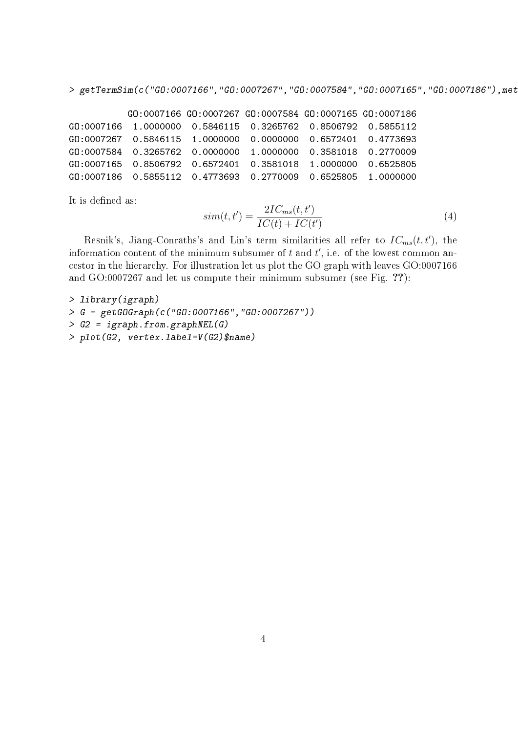```
> getTermSim(c("GO:0007166","GO:0007267","GO:0007584","GO:0007165","GO:0007186"),met

           GO:0007166 GO:0007267 GO:0007584 GO:0007165 GO:0007186
GO:0007166  1.0000000  0.5846115  0.3265762  0.8506792  0.5855112
GO:0007267  0.5846115  1.0000000  0.0000000  0.6572401  0.4773693
GO:0007584  0.3265762  0.0000000  1.0000000  0.3581018  0.2770009
GO:0007165  0.8506792  0.6572401  0.3581018  1.0000000  0.6525805
GO:0007186  0.5855112  0.4773693  0.2770009  0.6525805  1.0000000
```

It is defined as:

$$sim(t, t') = \frac{2IC_{ms}(t, t')}{IC(t) + IC(t')} \tag{4}$$

Resnik's, Jiang-Conraths's and Lin's term similarities all refer to $IC_{ms}(t, t')$, the information content of the minimum subsumer of $t$ and $t'$, i.e. of the lowest common ancestor in the hierarchy. For illustration let us plot the GO graph with leaves GO:0007166 and GO:0007267 and let us compute their minimum subsumer (see Fig. **??**):

```
> library(igraph)
> G = getGOGraph(c("GO:0007166","GO:0007267"))
> G2 = igraph.from.graphNEL(G)
> plot(G2, vertex.label=V(G2)$name)
```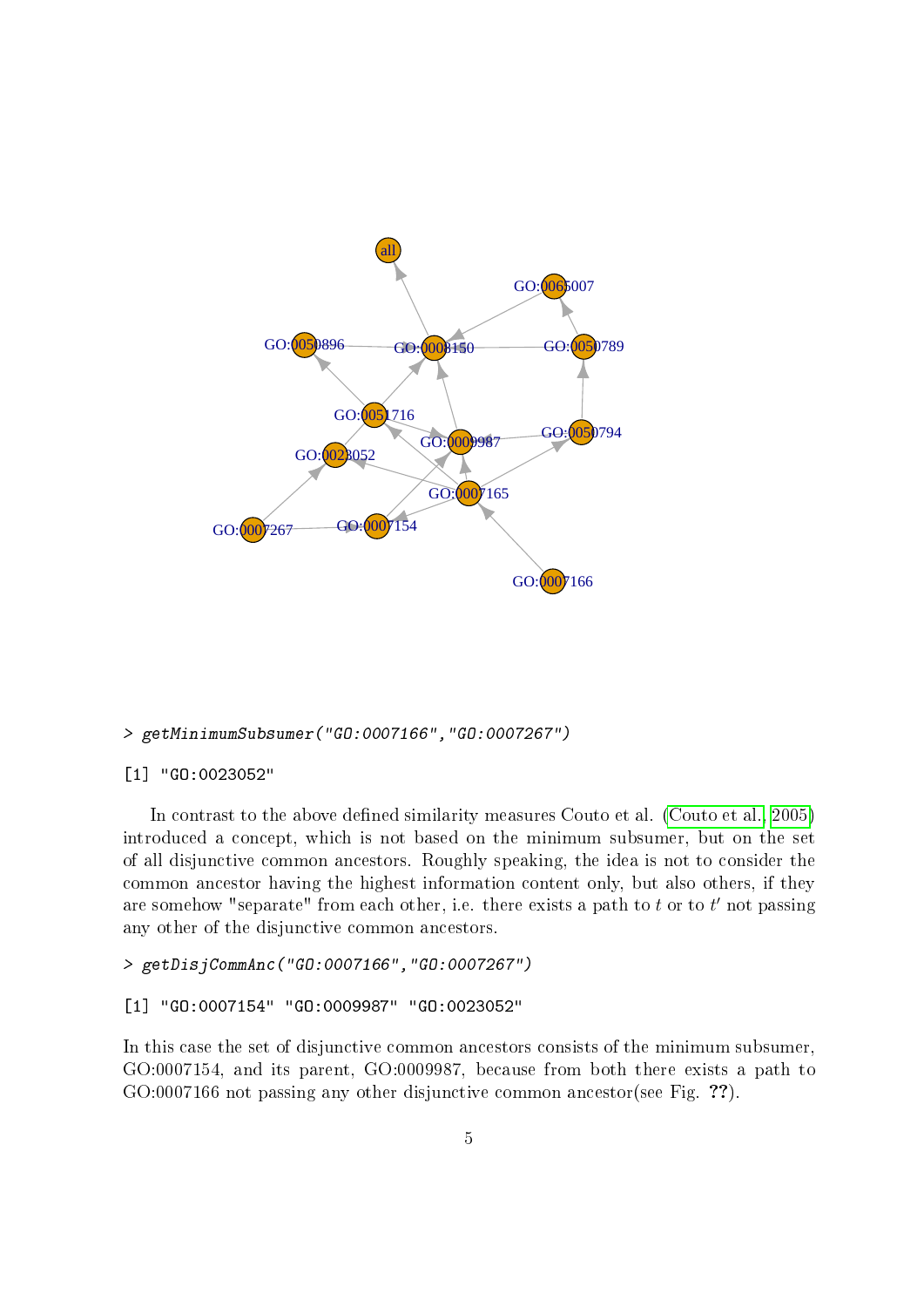```
> getMinimumSubsumer("GO:0007166","GO:0007267")
```

```
[1] "GO:0023052"
```

In contrast to the above defined similarity measures Couto et al. (Couto et al., 2005) introduced a concept, which is not based on the minimum subsumer, but on the set of all disjunctive common ancestors. Roughly speaking, the idea is not to consider the common ancestor having the highest information content only, but also others, if they are somehow "separate" from each other, i.e. there exists a path to $t$ or to $t'$ not passing any other of the disjunctive common ancestors.

```
> getDisjCommAnc("GO:0007166","GO:0007267")
```

```
[1] "GO:0007154" "GO:0009987" "GO:0023052"
```

In this case the set of disjunctive common ancestors consists of the minimum subsumer, GO:0007154, and its parent, GO:0009987, because from both there exists a path to GO:0007166 not passing any other disjunctive common ancestor(see Fig. ??).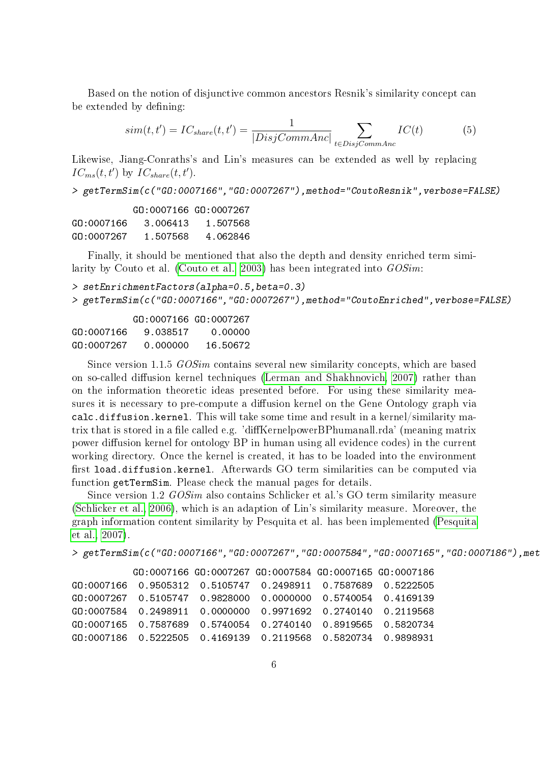Based on the notion of disjunctive common ancestors Resnik's similarity concept can be extended by defining:

$$sim(t,t') = IC_{share}(t,t') = \frac{1}{|DisjCommAnc|} \sum_{t \in DisjCommAnc} IC(t) \qquad (5)$$

Likewise, Jiang-Conraths's and Lin's measures can be extended as well by replacing $IC_{ms}(t,t')$ by $IC_{share}(t,t')$.

```
> getTermSim(c("GO:0007166","GO:0007267"),method="CoutoResnik",verbose=FALSE)
```

```
           GO:0007166 GO:0007267
GO:0007166   3.006413   1.507568
GO:0007267   1.507568   4.062846
```

Finally, it should be mentioned that also the depth and density enriched term similarity by Couto et al. (Couto et al., 2003) has been integrated into *GOSim*:

```
> setEnrichmentFactors(alpha=0.5,beta=0.3)
> getTermSim(c("GO:0007166","GO:0007267"),method="CoutoEnriched",verbose=FALSE)
```

```
           GO:0007166 GO:0007267
GO:0007166   9.038517    0.00000
GO:0007267   0.000000   16.50672
```

Since version 1.1.5 *GOSim* contains several new similarity concepts, which are based on so-called diffusion kernel techniques (Lerman and Shakhnovich, 2007) rather than on the information theoretic ideas presented before. For using these similarity measures it is necessary to pre-compute a diffusion kernel on the Gene Ontology graph via `calc.diffusion.kernel`. This will take some time and result in a kernel/similarity matrix that is stored in a file called e.g. 'diffKernelpowerBPhumanall.rda' (meaning matrix power diffusion kernel for ontology BP in human using all evidence codes) in the current working directory. Once the kernel is created, it has to be loaded into the environment first `load.diffusion.kernel`. Afterwards GO term similarities can be computed via function `getTermSim`. Please check the manual pages for details.

Since version 1.2 *GOSim* also contains Schlicker et al.'s GO term similarity measure (Schlicker et al., 2006), which is an adaption of Lin's similarity measure. Moreover, the graph information content similarity by Pesquita et al. has been implemented (Pesquita et al., 2007).

```
> getTermSim(c("GO:0007166","GO:0007267","GO:0007584","GO:0007165","GO:0007186"),met
```

```
           GO:0007166 GO:0007267 GO:0007584 GO:0007165 GO:0007186
GO:0007166  0.9505312  0.5105747  0.2498911  0.7587689  0.5222505
GO:0007267  0.5105747  0.9828000  0.0000000  0.5740054  0.4169139
GO:0007584  0.2498911  0.0000000  0.9971692  0.2740140  0.2119568
GO:0007165  0.7587689  0.5740054  0.2740140  0.8919565  0.5820734
GO:0007186  0.5222505  0.4169139  0.2119568  0.5820734  0.9898931
```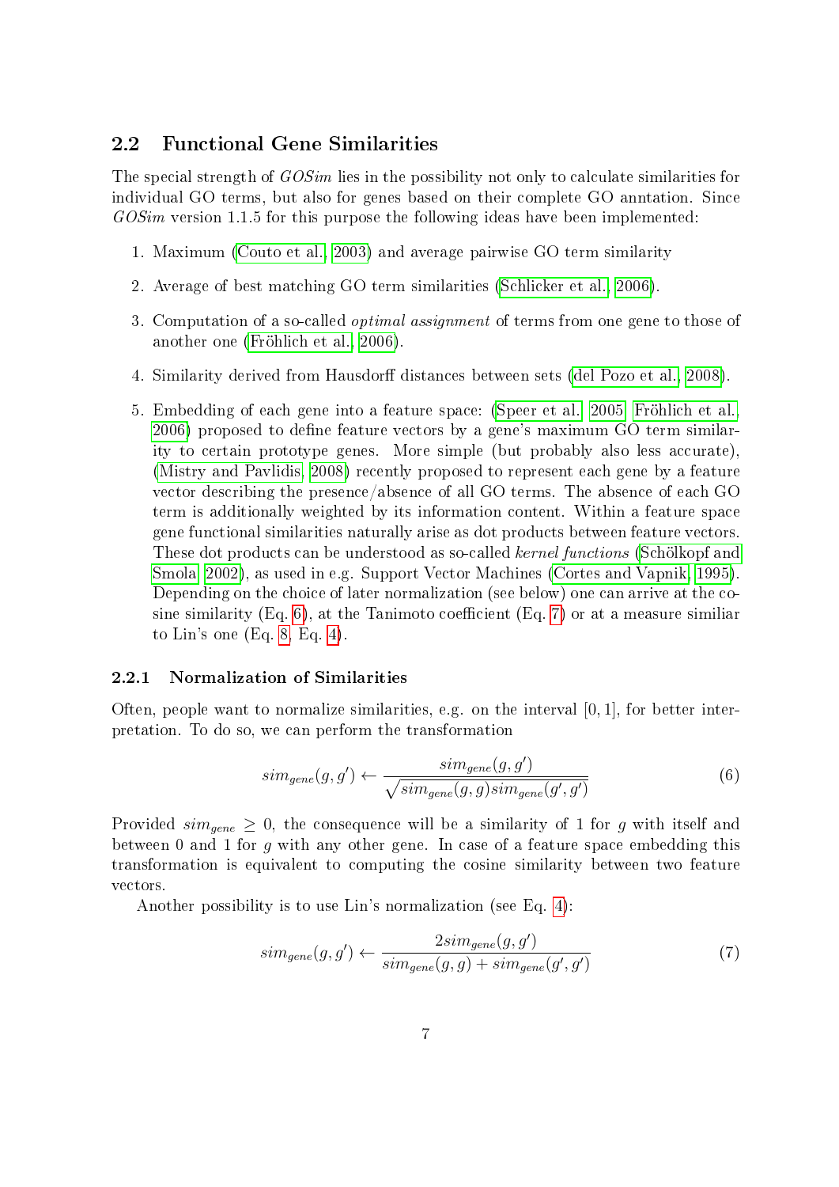## 2.2 Functional Gene Similarities

The special strength of *GOSim* lies in the possibility not only to calculate similarities for individual GO terms, but also for genes based on their complete GO anntation. Since *GOSim* version 1.1.5 for this purpose the following ideas have been implemented:

1. Maximum (Couto et al., 2003) and average pairwise GO term similarity
2. Average of best matching GO term similarities (Schlicker et al., 2006).
3. Computation of a so-called *optimal assignment* of terms from one gene to those of another one (Fröhlich et al., 2006).
4. Similarity derived from Hausdorff distances between sets (del Pozo et al., 2008).
5. Embedding of each gene into a feature space: (Speer et al., 2005; Fröhlich et al., 2006) proposed to define feature vectors by a gene's maximum GO term similarity to certain prototype genes. More simple (but probably also less accurate), (Mistry and Pavlidis, 2008) recently proposed to represent each gene by a feature vector describing the presence/absence of all GO terms. The absence of each GO term is additionally weighted by its information content. Within a feature space gene functional similarities naturally arise as dot products between feature vectors. These dot products can be understood as so-called *kernel functions* (Schölkopf and Smola, 2002), as used in e.g. Support Vector Machines (Cortes and Vapnik, 1995). Depending on the choice of later normalization (see below) one can arrive at the cosine similarity (Eq. 6), at the Tanimoto coefficient (Eq. 7) or at a measure similiar to Lin's one (Eq. 8, Eq. 4).

### 2.2.1 Normalization of Similarities

Often, people want to normalize similarities, e.g. on the interval $[0,1]$, for better interpretation. To do so, we can perform the transformation

$$sim_{gene}(g,g') \leftarrow \frac{sim_{gene}(g,g')}{\sqrt{sim_{gene}(g,g)sim_{gene}(g',g')}} \tag{6}$$

Provided $sim_{gene} \geq 0$, the consequence will be a similarity of 1 for $g$ with itself and between 0 and 1 for $g$ with any other gene. In case of a feature space embedding this transformation is equivalent to computing the cosine similarity between two feature vectors.

Another possibility is to use Lin's normalization (see Eq. 4):

$$sim_{gene}(g,g') \leftarrow \frac{2sim_{gene}(g,g')}{sim_{gene}(g,g) + sim_{gene}(g',g')} \tag{7}$$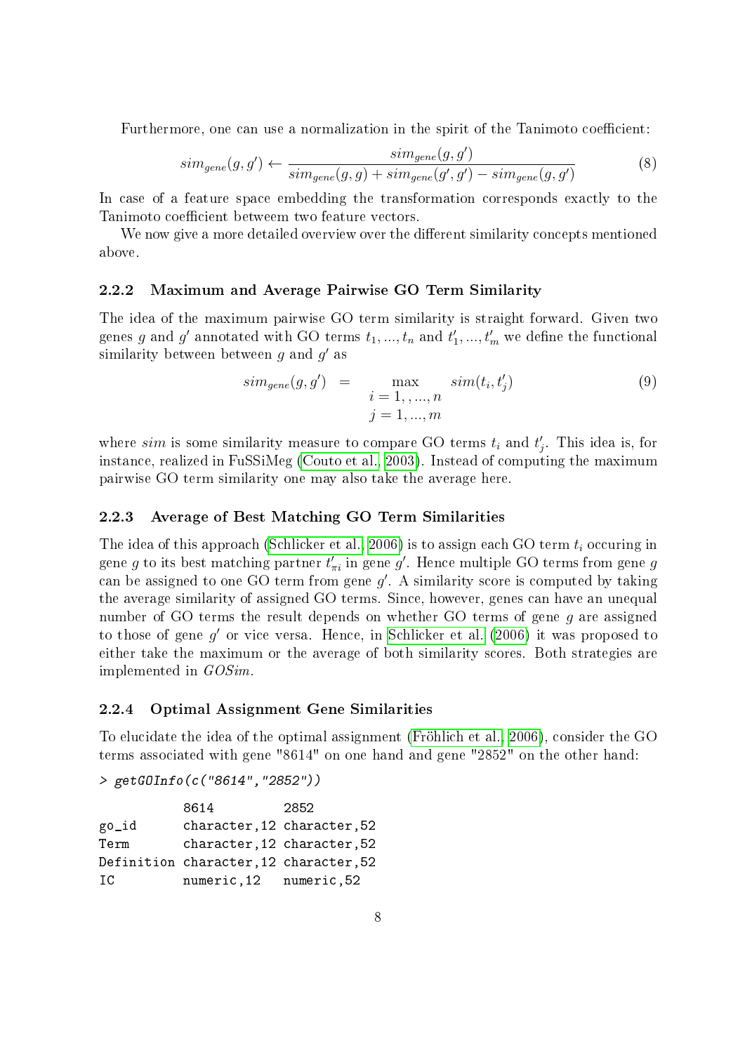Furthermore, one can use a normalization in the spirit of the Tanimoto coefficient:

$$sim_{gene}(g, g') \leftarrow \frac{sim_{gene}(g, g')}{sim_{gene}(g, g) + sim_{gene}(g', g') - sim_{gene}(g, g')} \tag{8}$$

In case of a feature space embedding the transformation corresponds exactly to the Tanimoto coefficient betweem two feature vectors.

We now give a more detailed overview over the different similarity concepts mentioned above.

### 2.2.2 Maximum and Average Pairwise GO Term Similarity

The idea of the maximum pairwise GO term similarity is straight forward. Given two genes $g$ and $g'$ annotated with GO terms $t_1, ..., t_n$ and $t'_1, ..., t'_m$ we define the functional similarity between between $g$ and $g'$ as

$$sim_{gene}(g, g') = \max_{\substack{i = 1, , ..., n \\ j = 1, ..., m}} sim(t_i, t'_j) \tag{9}$$

where $sim$ is some similarity measure to compare GO terms $t_i$ and $t'_j$. This idea is, for instance, realized in FuSSiMeg (Couto et al., 2003). Instead of computing the maximum pairwise GO term similarity one may also take the average here.

### 2.2.3 Average of Best Matching GO Term Similarities

The idea of this approach (Schlicker et al., 2006) is to assign each GO term $t_i$ occuring in gene $g$ to its best matching partner $t'_{\pi i}$ in gene $g'$. Hence multiple GO terms from gene $g$ can be assigned to one GO term from gene $g'$. A similarity score is computed by taking the average similarity of assigned GO terms. Since, however, genes can have an unequal number of GO terms the result depends on whether GO terms of gene $g$ are assigned to those of gene $g'$ or vice versa. Hence, in Schlicker et al. (2006) it was proposed to either take the maximum or the average of both similarity scores. Both strategies are implemented in *GOSim*.

### 2.2.4 Optimal Assignment Gene Similarities

To elucidate the idea of the optimal assignment (Fröhlich et al., 2006), consider the GO terms associated with gene "8614" on one hand and gene "2852" on the other hand:

```
> getGOInfo(c("8614","2852"))

           8614         2852
go_id      character,12 character,52
Term       character,12 character,52
Definition character,12 character,52
IC         numeric,12   numeric,52
```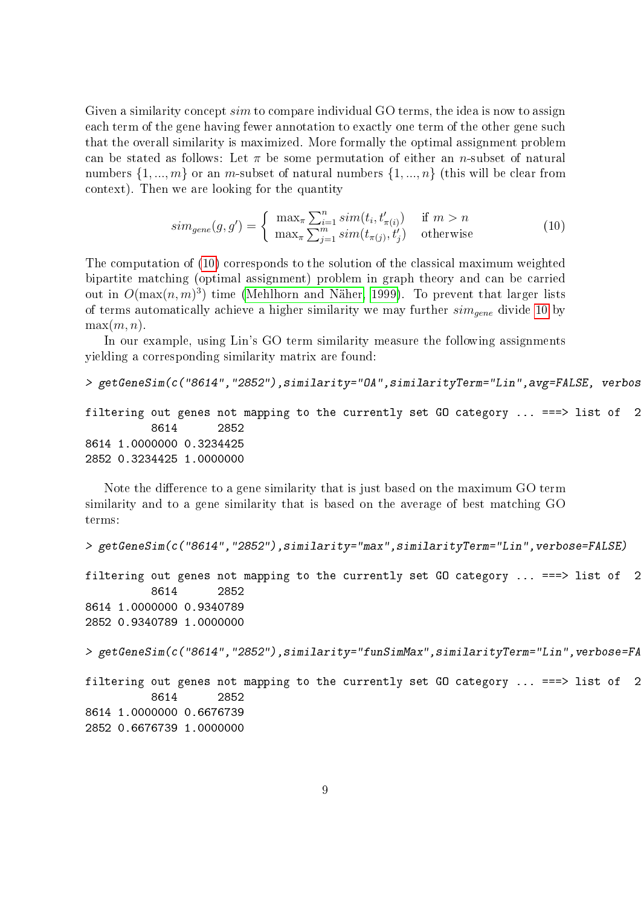Given a similarity concept $sim$ to compare individual GO terms, the idea is now to assign each term of the gene having fewer annotation to exactly one term of the other gene such that the overall similarity is maximized. More formally the optimal assignment problem can be stated as follows: Let $\pi$ be some permutation of either an $n$-subset of natural numbers $\{1, ..., m\}$ or an $m$-subset of natural numbers $\{1, ..., n\}$ (this will be clear from context). Then we are looking for the quantity

$$sim_{gene}(g, g') = \begin{cases} \max_{\pi} \sum_{i=1}^{n} sim(t_i, t'_{\pi(i)}) & \text{if } m > n \\ \max_{\pi} \sum_{j=1}^{m} sim(t_{\pi(j)}, t'_j) & \text{otherwise} \end{cases} \tag{10}$$

The computation of (10) corresponds to the solution of the classical maximum weighted bipartite matching (optimal assignment) problem in graph theory and can be carried out in $O(\max(n, m)^3)$ time (Mehlhorn and Näher, 1999). To prevent that larger lists of terms automatically achieve a higher similarity we may further $sim_{gene}$ divide 10 by $\max(m, n)$.

In our example, using Lin's GO term similarity measure the following assignments yielding a corresponding similarity matrix are found:

```
> getGeneSim(c("8614","2852"),similarity="OA",similarityTerm="Lin",avg=FALSE, verbos

filtering out genes not mapping to the currently set GO category ... ===> list of  2
          8614      2852
8614 1.0000000 0.3234425
2852 0.3234425 1.0000000
```

Note the difference to a gene similarity that is just based on the maximum GO term similarity and to a gene similarity that is based on the average of best matching GO terms:

```
> getGeneSim(c("8614","2852"),similarity="max",similarityTerm="Lin",verbose=FALSE)

filtering out genes not mapping to the currently set GO category ... ===> list of  2
          8614      2852
8614 1.0000000 0.9340789
2852 0.9340789 1.0000000

> getGeneSim(c("8614","2852"),similarity="funSimMax",similarityTerm="Lin",verbose=FA

filtering out genes not mapping to the currently set GO category ... ===> list of  2
          8614      2852
8614 1.0000000 0.6676739
2852 0.6676739 1.0000000
```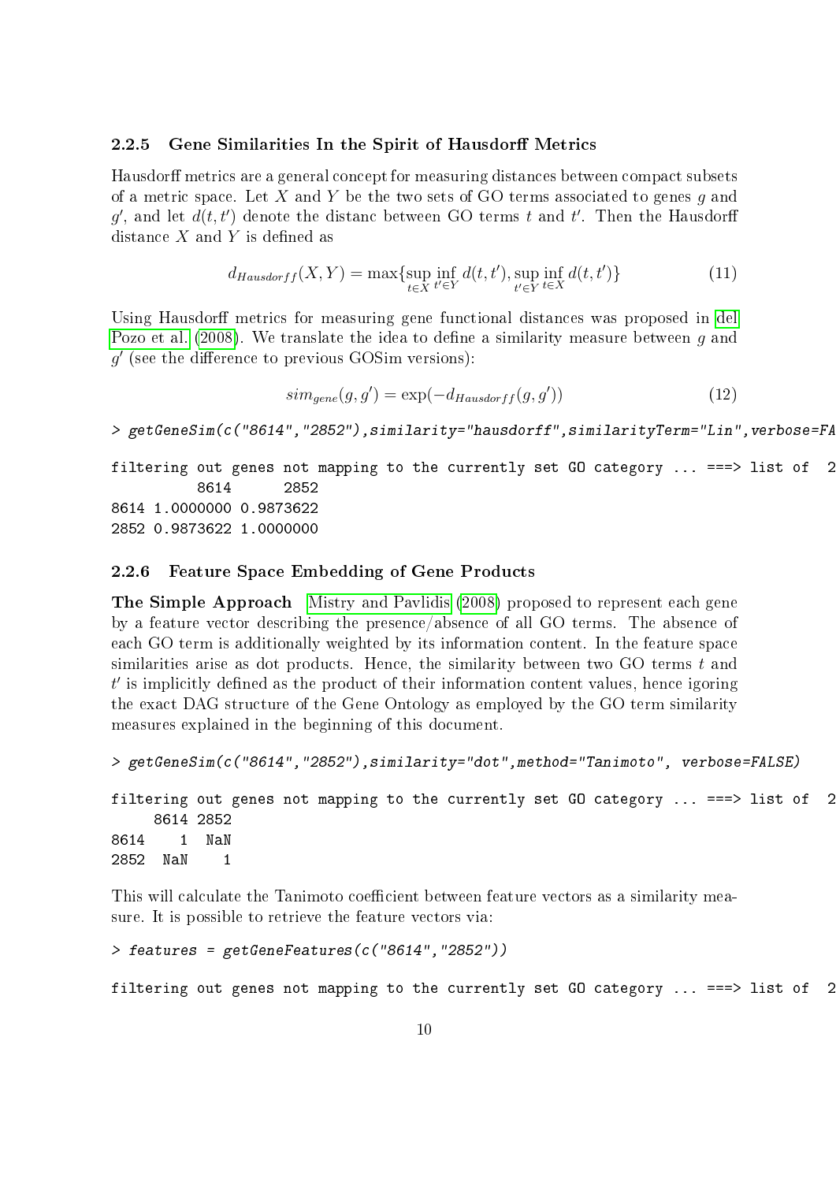### 2.2.5 Gene Similarities In the Spirit of Hausdorff Metrics

Hausdorff metrics are a general concept for measuring distances between compact subsets of a metric space. Let $X$ and $Y$ be the two sets of GO terms associated to genes $g$ and $g'$, and let $d(t, t')$ denote the distanc between GO terms $t$ and $t'$. Then the Hausdorff distance $X$ and $Y$ is defined as

$$d_{Hausdorff}(X, Y) = \max\{\sup_{t \in X} \inf_{t' \in Y} d(t, t'), \sup_{t' \in Y} \inf_{t \in X} d(t, t')\} \quad (11)$$

Using Hausdorff metrics for measuring gene functional distances was proposed in del Pozo et al. (2008). We translate the idea to define a similarity measure between $g$ and $g'$ (see the difference to previous GOSim versions):

$$sim_{gene}(g, g') = \exp(-d_{Hausdorff}(g, g')) \quad (12)$$

```
> getGeneSim(c("8614","2852"),similarity="hausdorff",similarityTerm="Lin",verbose=FA

filtering out genes not mapping to the currently set GO category ... ===> list of  2
          8614      2852
8614 1.0000000 0.9873622
2852 0.9873622 1.0000000
```

### 2.2.6 Feature Space Embedding of Gene Products

**The Simple Approach** Mistry and Pavlidis (2008) proposed to represent each gene by a feature vector describing the presence/absence of all GO terms. The absence of each GO term is additionally weighted by its information content. In the feature space similarities arise as dot products. Hence, the similarity between two GO terms $t$ and $t'$ is implicitly defined as the product of their information content values, hence igoring the exact DAG structure of the Gene Ontology as employed by the GO term similarity measures explained in the beginning of this document.

```
> getGeneSim(c("8614","2852"),similarity="dot",method="Tanimoto", verbose=FALSE)

filtering out genes not mapping to the currently set GO category ... ===> list of  2
     8614 2852
8614    1  NaN
2852  NaN    1
```

This will calculate the Tanimoto coefficient between feature vectors as a similarity measure. It is possible to retrieve the feature vectors via:

```
> features = getGeneFeatures(c("8614","2852"))

filtering out genes not mapping to the currently set GO category ... ===> list of  2
```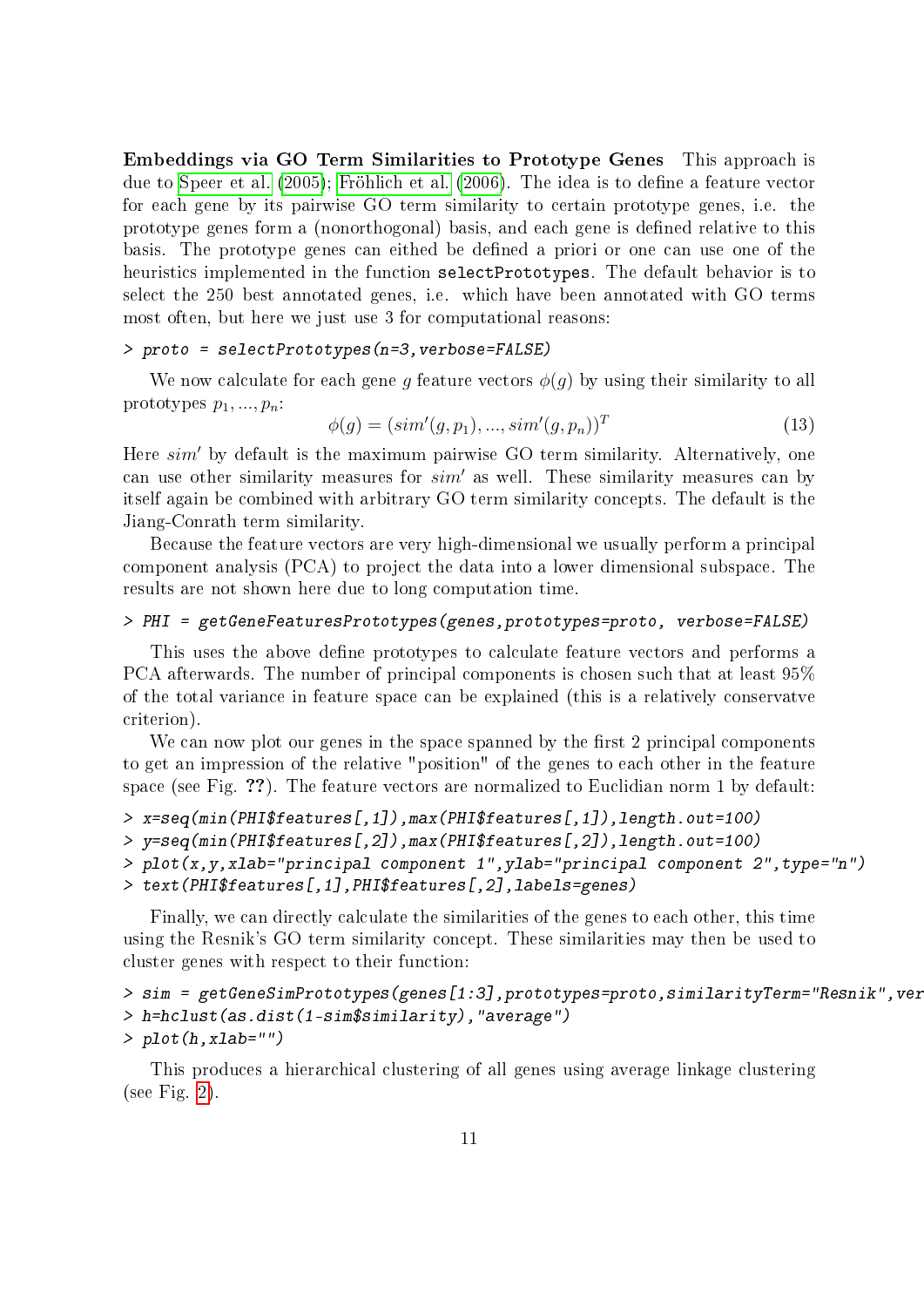**Embeddings via GO Term Similarities to Prototype Genes** This approach is due to Speer et al. (2005); Fröhlich et al. (2006). The idea is to define a feature vector for each gene by its pairwise GO term similarity to certain prototype genes, i.e. the prototype genes form a (nonorthogonal) basis, and each gene is defined relative to this basis. The prototype genes can eithed be defined a priori or one can use one of the heuristics implemented in the function `selectPrototypes`. The default behavior is to select the 250 best annotated genes, i.e. which have been annotated with GO terms most often, but here we just use 3 for computational reasons:

```
> proto = selectPrototypes(n=3,verbose=FALSE)
```

We now calculate for each gene $g$ feature vectors $\phi(g)$ by using their similarity to all prototypes $p_1, ..., p_n$:

$$\phi(g) = (sim'(g, p_1), ..., sim'(g, p_n))^T \tag{13}$$

Here $sim'$ by default is the maximum pairwise GO term similarity. Alternatively, one can use other similarity measures for $sim'$ as well. These similarity measures can by itself again be combined with arbitrary GO term similarity concepts. The default is the Jiang-Conrath term similarity.

Because the feature vectors are very high-dimensional we usually perform a principal component analysis (PCA) to project the data into a lower dimensional subspace. The results are not shown here due to long computation time.

```
> PHI = getGeneFeaturesPrototypes(genes,prototypes=proto, verbose=FALSE)
```

This uses the above define prototypes to calculate feature vectors and performs a PCA afterwards. The number of principal components is chosen such that at least 95% of the total variance in feature space can be explained (this is a relatively conservatve criterion).

We can now plot our genes in the space spanned by the first 2 principal components to get an impression of the relative "position" of the genes to each other in the feature space (see Fig. ??). The feature vectors are normalized to Euclidian norm 1 by default:

```
> x=seq(min(PHI$features[,1]),max(PHI$features[,1]),length.out=100)
> y=seq(min(PHI$features[,2]),max(PHI$features[,2]),length.out=100)
> plot(x,y,xlab="principal component 1",ylab="principal component 2",type="n")
> text(PHI$features[,1],PHI$features[,2],labels=genes)
```

Finally, we can directly calculate the similarities of the genes to each other, this time using the Resnik's GO term similarity concept. These similarities may then be used to cluster genes with respect to their function:

```
> sim = getGeneSimPrototypes(genes[1:3],prototypes=proto,similarityTerm="Resnik",ver
> h=hclust(as.dist(1-sim$similarity),"average")
> plot(h,xlab="")
```

This produces a hierarchical clustering of all genes using average linkage clustering (see Fig. 2).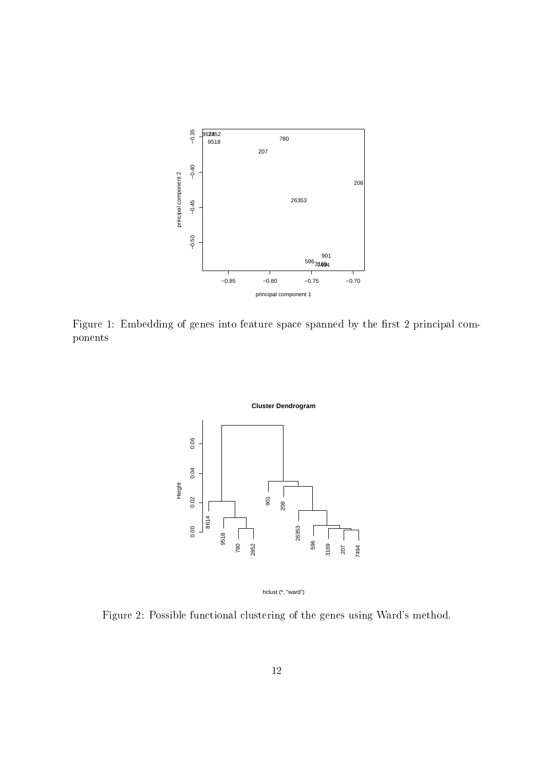Figure 1: Embedding of genes into feature space spanned by the first 2 principal components

Figure 2: Possible functional clustering of the genes using Ward's method.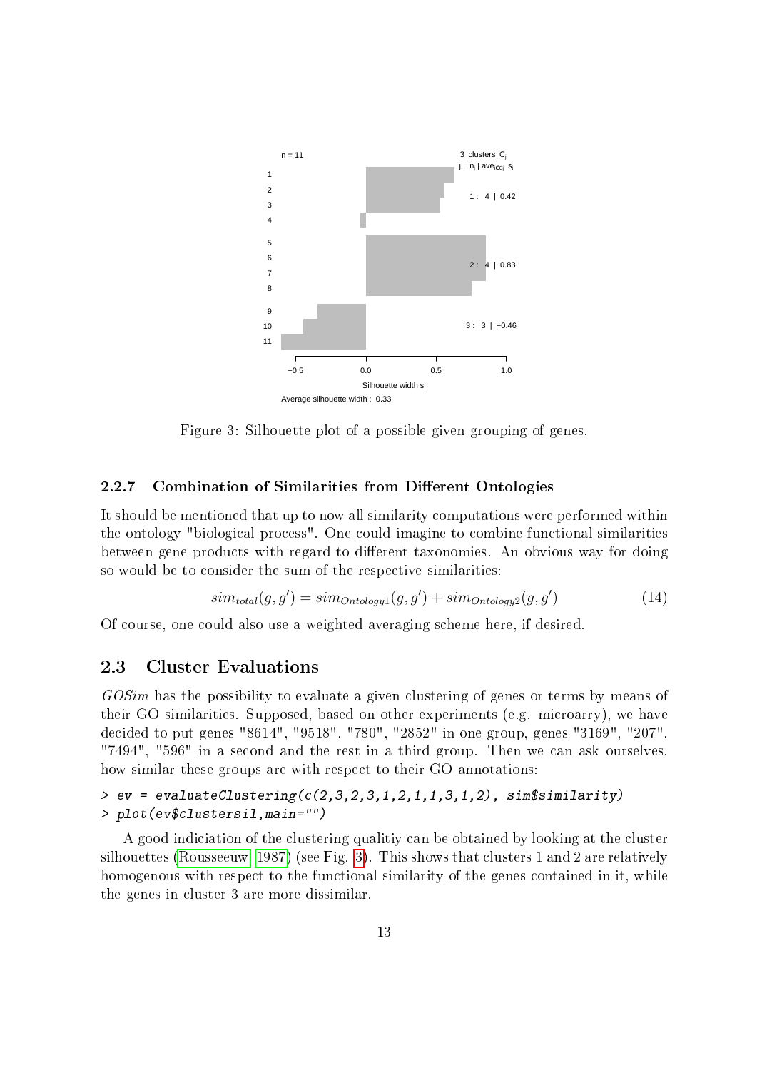Figure 3: Silhouette plot of a possible given grouping of genes.

### 2.2.7 Combination of Similarities from Different Ontologies

It should be mentioned that up to now all similarity computations were performed within the ontology "biological process". One could imagine to combine functional similarities between gene products with regard to different taxonomies. An obvious way for doing so would be to consider the sum of the respective similarities:

$$sim_{total}(g, g') = sim_{Ontology1}(g, g') + sim_{Ontology2}(g, g') \tag{14}$$

Of course, one could also use a weighted averaging scheme here, if desired.

## 2.3 Cluster Evaluations

*GOSim* has the possibility to evaluate a given clustering of genes or terms by means of their GO similarities. Supposed, based on other experiments (e.g. microarry), we have decided to put genes "8614", "9518", "780", "2852" in one group, genes "3169", "207", "7494", "596" in a second and the rest in a third group. Then we can ask ourselves, how similar these groups are with respect to their GO annotations:

```
> ev = evaluateClustering(c(2,3,2,3,1,2,1,1,3,1,2), sim$similarity)
> plot(ev$clustersil,main="")
```

A good indiciation of the clustering qualitiy can be obtained by looking at the cluster silhouettes (Rousseeuw, 1987) (see Fig. 3). This shows that clusters 1 and 2 are relatively homogenous with respect to the functional similarity of the genes contained in it, while the genes in cluster 3 are more dissimilar.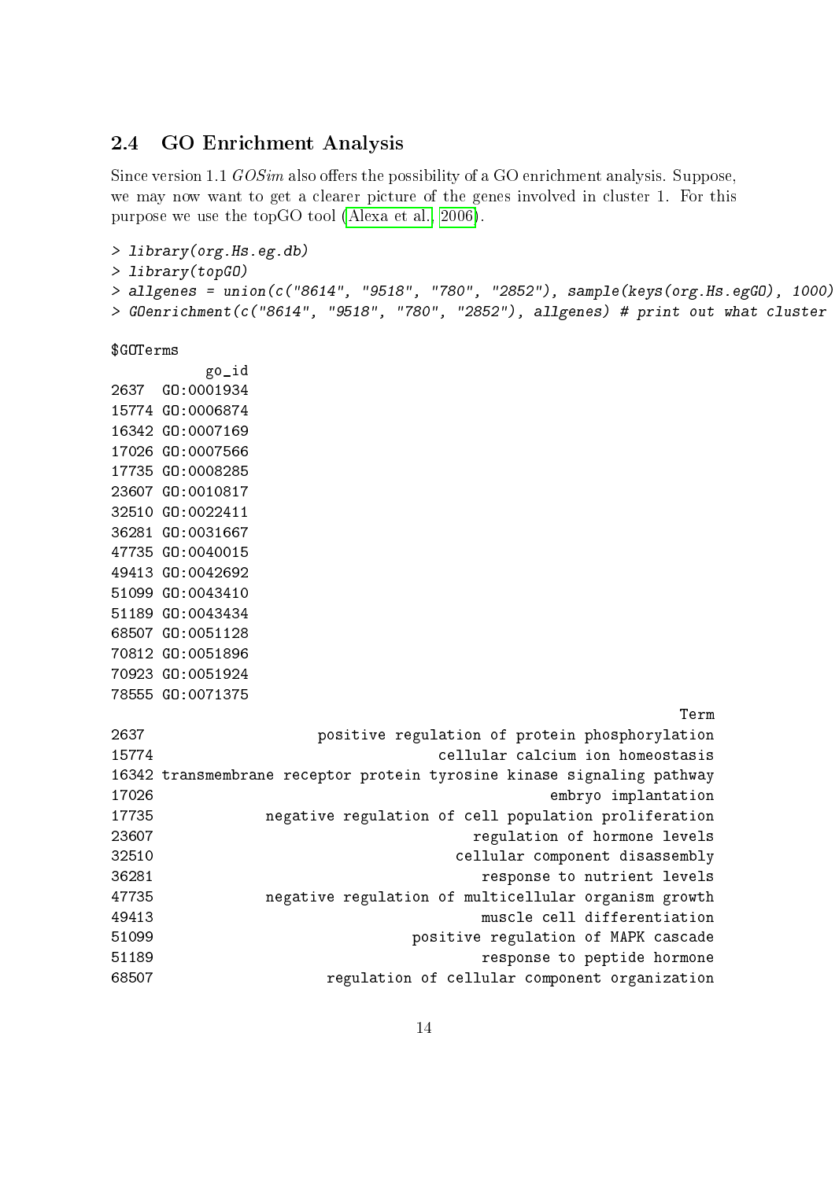## 2.4 GO Enrichment Analysis

Since version 1.1 *GOSim* also offers the possibility of a GO enrichment analysis. Suppose, we may now want to get a clearer picture of the genes involved in cluster 1. For this purpose we use the topGO tool (Alexa et al., 2006).

```
> library(org.Hs.eg.db)
> library(topGO)
> allgenes = union(c("8614", "9518", "780", "2852"), sample(keys(org.Hs.egGO), 1000)
> GOenrichment(c("8614", "9518", "780", "2852"), allgenes) # print out what cluster

$GOTerms
          go_id
2637  GO:0001934
15774 GO:0006874
16342 GO:0007169
17026 GO:0007566
17735 GO:0008285
23607 GO:0010817
32510 GO:0022411
36281 GO:0031667
47735 GO:0040015
49413 GO:0042692
51099 GO:0043410
51189 GO:0043434
68507 GO:0051128
70812 GO:0051896
70923 GO:0051924
78555 GO:0071375
                                                               Term
2637                   positive regulation of protein phosphorylation
15774                                cellular calcium ion homeostasis
16342 transmembrane receptor protein tyrosine kinase signaling pathway
17026                                              embryo implantation
17735            negative regulation of cell population proliferation
23607                                     regulation of hormone levels
32510                                   cellular component disassembly
36281                                        response to nutrient levels
47735            negative regulation of multicellular organism growth
49413                                        muscle cell differentiation
51099                              positive regulation of MAPK cascade
51189                                        response to peptide hormone
68507                    regulation of cellular component organization
```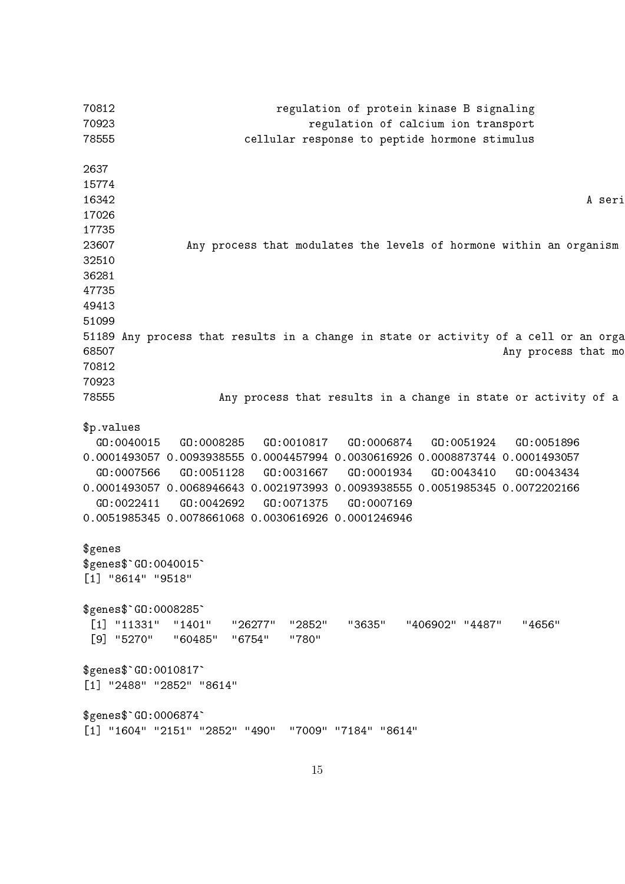```
70812                       regulation of protein kinase B signaling
70923                           regulation of calcium ion transport
78555                  cellular response to peptide hormone stimulus

2637
15774
16342                                                                           A seri
17026
17735
23607          Any process that modulates the levels of hormone within an organism
32510
36281
47735
49413
51099
51189 Any process that results in a change in state or activity of a cell or an orga
68507                                                             Any process that mo
70812
70923
78555               Any process that results in a change in state or activity of a

$p.values
  GO:0040015   GO:0008285   GO:0010817   GO:0006874   GO:0051924   GO:0051896
0.0001493057 0.0093938555 0.0004457994 0.0030616926 0.0008873744 0.0001493057
  GO:0007566   GO:0051128   GO:0031667   GO:0001934   GO:0043410   GO:0043434
0.0001493057 0.0068946643 0.0021973993 0.0093938555 0.0051985345 0.0072202166
  GO:0022411   GO:0042692   GO:0071375   GO:0007169
0.0051985345 0.0078661068 0.0030616926 0.0001246946

$genes
$genes$`GO:0040015`
[1] "8614" "9518"

$genes$`GO:0008285`
 [1] "11331"  "1401"   "26277"  "2852"   "3635"   "406902" "4487"   "4656"
 [9] "5270"   "60485"  "6754"   "780"

$genes$`GO:0010817`
[1] "2488" "2852" "8614"

$genes$`GO:0006874`
[1] "1604" "2151" "2852" "490"  "7009" "7184" "8614"
```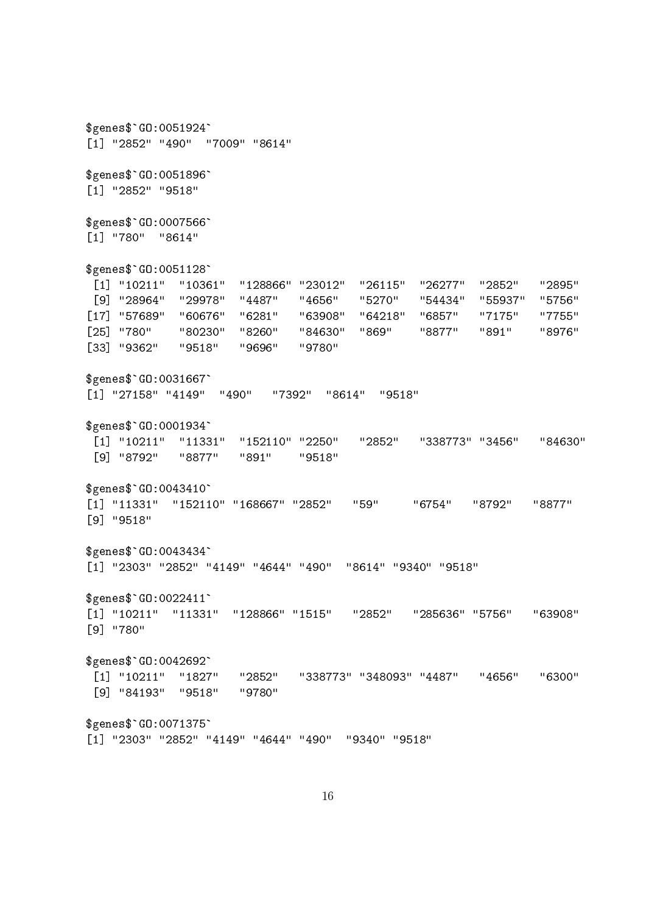```
$genes$`GO:0051924`
[1] "2852" "490"  "7009" "8614"

$genes$`GO:0051896`
[1] "2852" "9518"

$genes$`GO:0007566`
[1] "780"  "8614"

$genes$`GO:0051128`
 [1] "10211"  "10361"  "128866" "23012"  "26115"  "26277"  "2852"   "2895"  
 [9] "28964"  "29978"  "4487"   "4656"   "5270"   "54434"  "55937"  "5756"  
[17] "57689"  "60676"  "6281"   "63908"  "64218"  "6857"   "7175"   "7755"  
[25] "780"    "80230"  "8260"   "84630"  "869"    "8877"   "891"    "8976"  
[33] "9362"   "9518"   "9696"   "9780"  

$genes$`GO:0031667`
[1] "27158" "4149"  "490"   "7392"  "8614"  "9518" 

$genes$`GO:0001934`
 [1] "10211"  "11331"  "152110" "2250"   "2852"   "338773" "3456"   "84630" 
 [9] "8792"   "8877"   "891"    "9518"  

$genes$`GO:0043410`
[1] "11331"  "152110" "168667" "2852"   "59"     "6754"   "8792"   "8877"  
[9] "9518"  

$genes$`GO:0043434`
[1] "2303" "2852" "4149" "4644" "490"  "8614" "9340" "9518"

$genes$`GO:0022411`
[1] "10211"  "11331"  "128866" "1515"   "2852"   "285636" "5756"   "63908" 
[9] "780"   

$genes$`GO:0042692`
 [1] "10211"  "1827"   "2852"   "338773" "348093" "4487"   "4656"   "6300"  
 [9] "84193"  "9518"   "9780"  

$genes$`GO:0071375`
[1] "2303" "2852" "4149" "4644" "490"  "9340" "9518"
```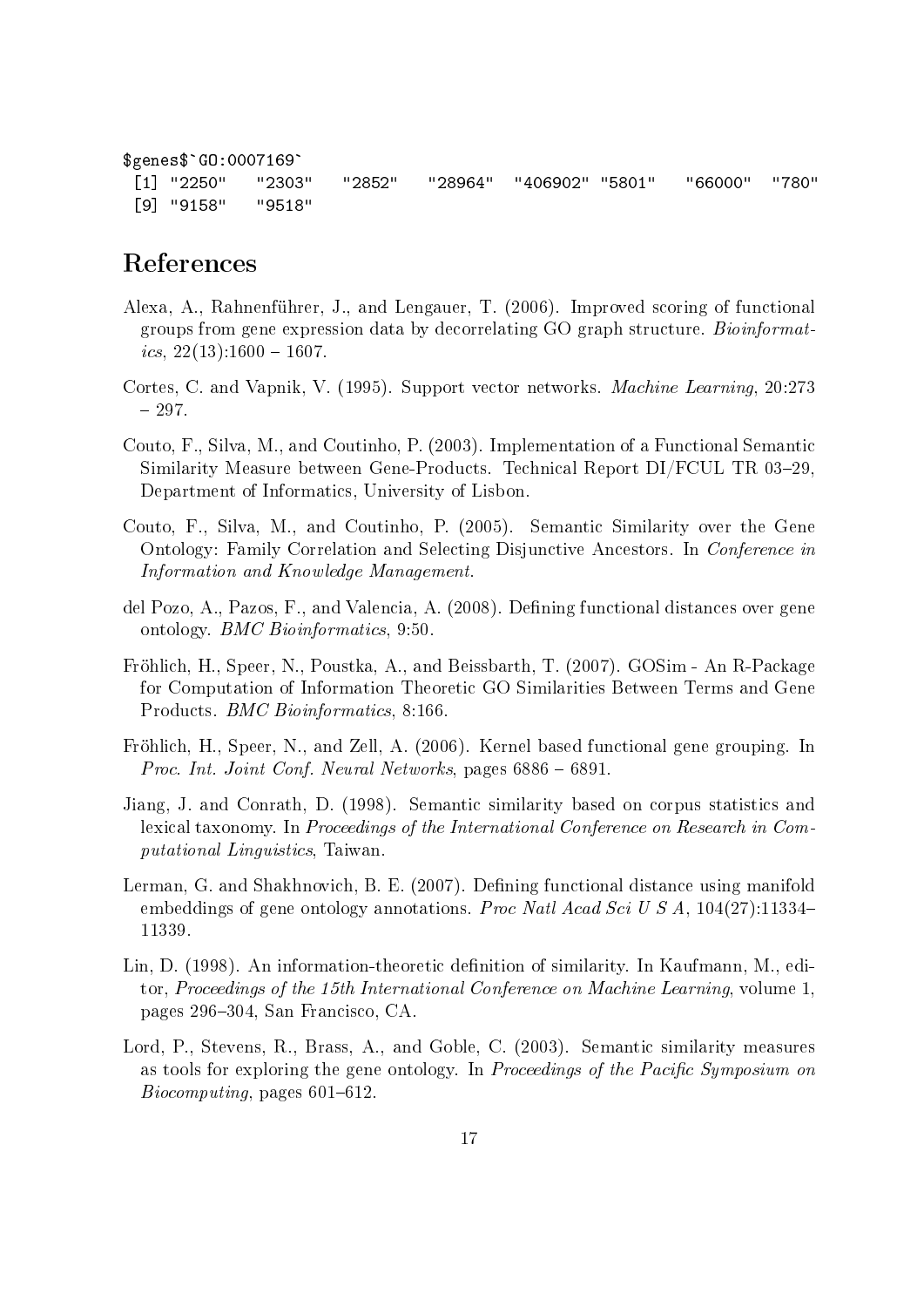```
$genes$`GO:0007169`
 [1] "2250"   "2303"   "2852"   "28964"  "406902" "5801"   "66000"  "780"
 [9] "9158"   "9518"
```

## References

Alexa, A., Rahnenführer, J., and Lengauer, T. (2006). Improved scoring of functional groups from gene expression data by decorrelating GO graph structure. *Bioinformatics*, 22(13):1600 – 1607.

Cortes, C. and Vapnik, V. (1995). Support vector networks. *Machine Learning*, 20:273 – 297.

Couto, F., Silva, M., and Coutinho, P. (2003). Implementation of a Functional Semantic Similarity Measure between Gene-Products. Technical Report DI/FCUL TR 03–29, Department of Informatics, University of Lisbon.

Couto, F., Silva, M., and Coutinho, P. (2005). Semantic Similarity over the Gene Ontology: Family Correlation and Selecting Disjunctive Ancestors. In *Conference in Information and Knowledge Management*.

del Pozo, A., Pazos, F., and Valencia, A. (2008). Defining functional distances over gene ontology. *BMC Bioinformatics*, 9:50.

Fröhlich, H., Speer, N., Poustka, A., and Beissbarth, T. (2007). GOSim - An R-Package for Computation of Information Theoretic GO Similarities Between Terms and Gene Products. *BMC Bioinformatics*, 8:166.

Fröhlich, H., Speer, N., and Zell, A. (2006). Kernel based functional gene grouping. In *Proc. Int. Joint Conf. Neural Networks*, pages 6886 – 6891.

Jiang, J. and Conrath, D. (1998). Semantic similarity based on corpus statistics and lexical taxonomy. In *Proceedings of the International Conference on Research in Computational Linguistics*, Taiwan.

Lerman, G. and Shakhnovich, B. E. (2007). Defining functional distance using manifold embeddings of gene ontology annotations. *Proc Natl Acad Sci U S A*, 104(27):11334–11339.

Lin, D. (1998). An information-theoretic definition of similarity. In Kaufmann, M., editor, *Proceedings of the 15th International Conference on Machine Learning*, volume 1, pages 296–304, San Francisco, CA.

Lord, P., Stevens, R., Brass, A., and Goble, C. (2003). Semantic similarity measures as tools for exploring the gene ontology. In *Proceedings of the Pacific Symposium on Biocomputing*, pages 601–612.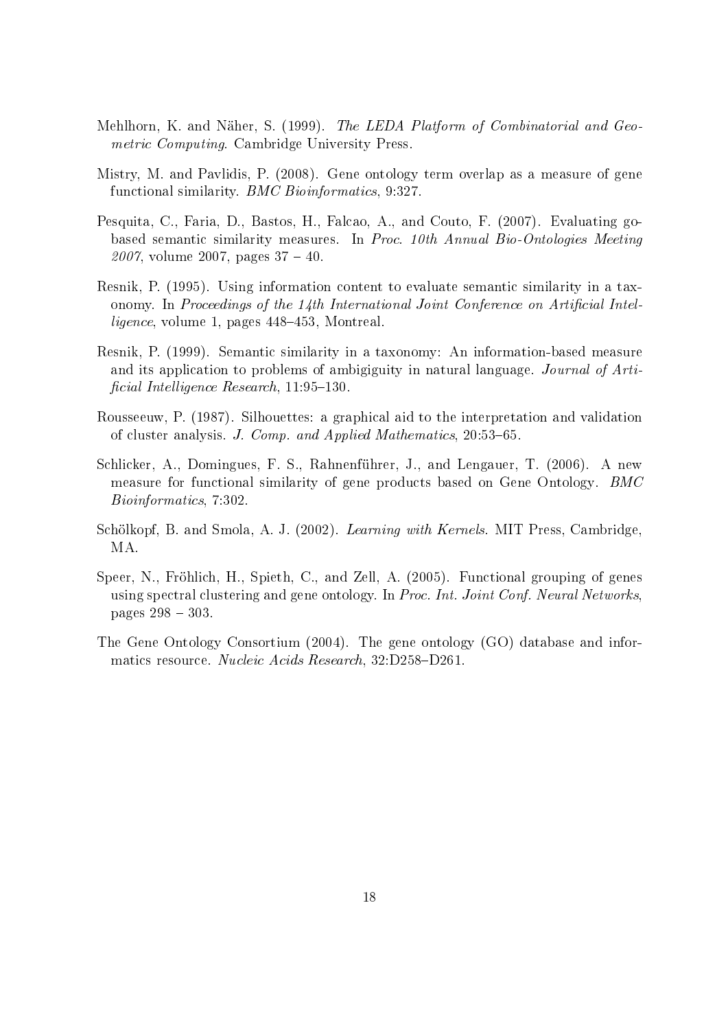Mehlhorn, K. and Näher, S. (1999). *The LEDA Platform of Combinatorial and Geometric Computing*. Cambridge University Press.

Mistry, M. and Pavlidis, P. (2008). Gene ontology term overlap as a measure of gene functional similarity. *BMC Bioinformatics*, 9:327.

Pesquita, C., Faria, D., Bastos, H., Falcao, A., and Couto, F. (2007). Evaluating go-based semantic similarity measures. In *Proc. 10th Annual Bio-Ontologies Meeting 2007*, volume 2007, pages 37 – 40.

Resnik, P. (1995). Using information content to evaluate semantic similarity in a taxonomy. In *Proceedings of the 14th International Joint Conference on Artificial Intelligence*, volume 1, pages 448–453, Montreal.

Resnik, P. (1999). Semantic similarity in a taxonomy: An information-based measure and its application to problems of ambigiguity in natural language. *Journal of Artificial Intelligence Research*, 11:95–130.

Rousseeuw, P. (1987). Silhouettes: a graphical aid to the interpretation and validation of cluster analysis. *J. Comp. and Applied Mathematics*, 20:53–65.

Schlicker, A., Domingues, F. S., Rahnenführer, J., and Lengauer, T. (2006). A new measure for functional similarity of gene products based on Gene Ontology. *BMC Bioinformatics*, 7:302.

Schölkopf, B. and Smola, A. J. (2002). *Learning with Kernels*. MIT Press, Cambridge, MA.

Speer, N., Fröhlich, H., Spieth, C., and Zell, A. (2005). Functional grouping of genes using spectral clustering and gene ontology. In *Proc. Int. Joint Conf. Neural Networks*, pages 298 – 303.

The Gene Ontology Consortium (2004). The gene ontology (GO) database and informatics resource. *Nucleic Acids Research*, 32:D258–D261.